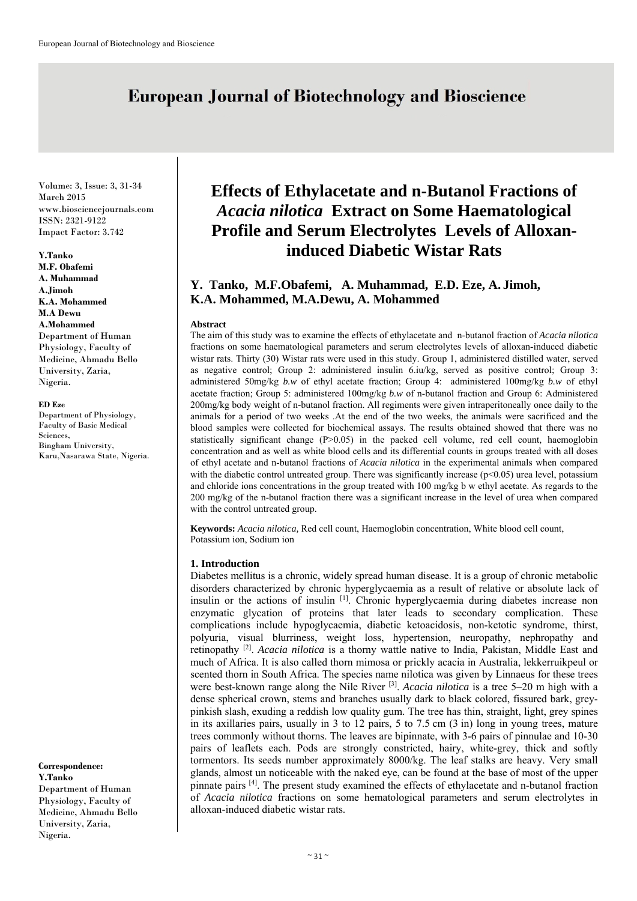# Effects of Ethylacetate and n-Butanol Fractions of *Acacia nilotica* Extract on Some Haematological Profile and Serum Electrolytes Levels of Alloxan-induced Diabetic Wistar Rats

**Y. Tanko, M.F.Obafemi, A. Muhammad, E.D. Eze, A. Jimoh, K.A. Mohammed, M.A.Dewu, A. Mohammed**

**Y.Tanko**
**M.F. Obafemi**
**A. Muhammad**
**A.Jimoh**
**K.A. Mohammed**
**M.A Dewu**
**A.Mohammed**
Department of Human Physiology, Faculty of Medicine, Ahmadu Bello University, Zaria, Nigeria.

**ED Eze**
Department of Physiology, Faculty of Basic Medical Sciences, Bingham University, Karu,Nasarawa State, Nigeria.

**Correspondence:**
**Y.Tanko**
Department of Human Physiology, Faculty of Medicine, Ahmadu Bello University, Zaria, Nigeria.

### Abstract

The aim of this study was to examine the effects of ethylacetate and n-butanol fraction of *Acacia nilotica* fractions on some haematological parameters and serum electrolytes levels of alloxan-induced diabetic wistar rats. Thirty (30) Wistar rats were used in this study. Group 1, administered distilled water, served as negative control; Group 2: administered insulin 6.iu/kg, served as positive control; Group 3: administered 50mg/kg *b.w* of ethyl acetate fraction; Group 4: administered 100mg/kg *b.w* of ethyl acetate fraction; Group 5: administered 100mg/kg *b.w* of n-butanol fraction and Group 6: Administered 200mg/kg body weight of n-butanol fraction. All regiments were given intraperitoneally once daily to the animals for a period of two weeks .At the end of the two weeks, the animals were sacrificed and the blood samples were collected for biochemical assays. The results obtained showed that there was no statistically significant change ($P>0.05$) in the packed cell volume, red cell count, haemoglobin concentration and as well as white blood cells and its differential counts in groups treated with all doses of ethyl acetate and n-butanol fractions of *Acacia nilotica* in the experimental animals when compared with the diabetic control untreated group. There was significantly increase ($p<0.05$) urea level, potassium and chloride ions concentrations in the group treated with 100 mg/kg b w ethyl acetate. As regards to the 200 mg/kg of the n-butanol fraction there was a significant increase in the level of urea when compared with the control untreated group.

**Keywords:** *Acacia nilotica,* Red cell count, Haemoglobin concentration, White blood cell count, Potassium ion, Sodium ion

## 1. Introduction

Diabetes mellitus is a chronic, widely spread human disease. It is a group of chronic metabolic disorders characterized by chronic hyperglycaemia as a result of relative or absolute lack of insulin or the actions of insulin [1]. Chronic hyperglycaemia during diabetes increase non enzymatic glycation of proteins that later leads to secondary complication. These complications include hypoglycaemia, diabetic ketoacidosis, non-ketotic syndrome, thirst, polyuria, visual blurriness, weight loss, hypertension, neuropathy, nephropathy and retinopathy [2]. *Acacia nilotica* is a thorny wattle native to India, Pakistan, Middle East and much of Africa. It is also called thorn mimosa or prickly acacia in Australia, lekkerruikpeul or scented thorn in South Africa. The species name nilotica was given by Linnaeus for these trees were best-known range along the Nile River [3]. *Acacia nilotica* is a tree 5–20 m high with a dense spherical crown, stems and branches usually dark to black colored, fissured bark, grey-pinkish slash, exuding a reddish low quality gum. The tree has thin, straight, light, grey spines in its axillaries pairs, usually in 3 to 12 pairs, 5 to 7.5 cm (3 in) long in young trees, mature trees commonly without thorns. The leaves are bipinnate, with 3-6 pairs of pinnulae and 10-30 pairs of leaflets each. Pods are strongly constricted, hairy, white-grey, thick and softly tormentors. Its seeds number approximately 8000/kg. The leaf stalks are heavy. Very small glands, almost un noticeable with the naked eye, can be found at the base of most of the upper pinnate pairs [4]. The present study examined the effects of ethylacetate and n-butanol fraction of *Acacia nilotica* fractions on some hematological parameters and serum electrolytes in alloxan-induced diabetic wistar rats.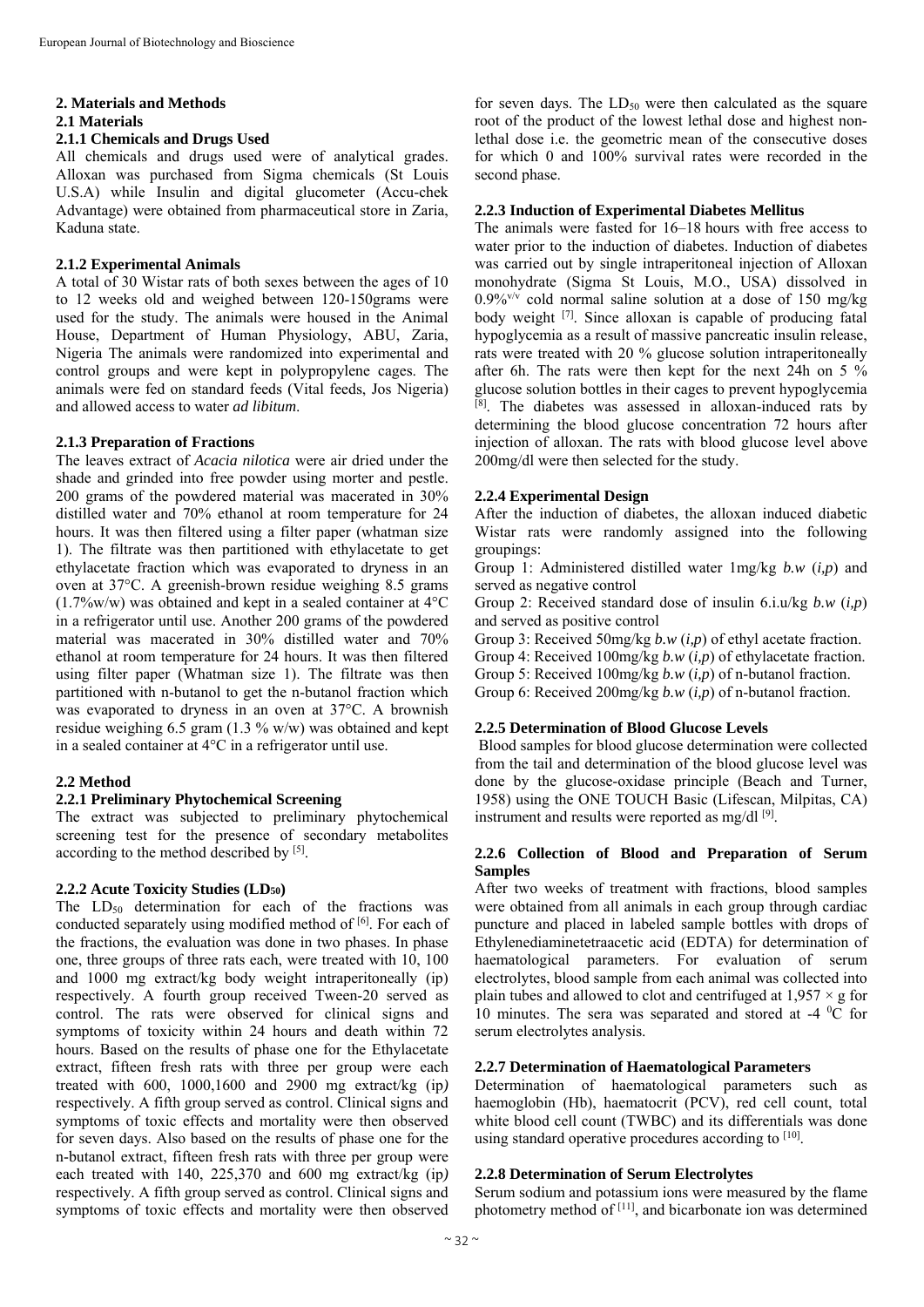## 2. Materials and Methods

### 2.1 Materials

#### 2.1.1 Chemicals and Drugs Used

All chemicals and drugs used were of analytical grades. Alloxan was purchased from Sigma chemicals (St Louis U.S.A) while Insulin and digital glucometer (Accu-chek Advantage) were obtained from pharmaceutical store in Zaria, Kaduna state.

#### 2.1.2 Experimental Animals

A total of 30 Wistar rats of both sexes between the ages of 10 to 12 weeks old and weighed between 120-150grams were used for the study. The animals were housed in the Animal House, Department of Human Physiology, ABU, Zaria, Nigeria The animals were randomized into experimental and control groups and were kept in polypropylene cages. The animals were fed on standard feeds (Vital feeds, Jos Nigeria) and allowed access to water *ad libitum*.

#### 2.1.3 Preparation of Fractions

The leaves extract of *Acacia nilotica* were air dried under the shade and grinded into free powder using morter and pestle. 200 grams of the powdered material was macerated in 30% distilled water and 70% ethanol at room temperature for 24 hours. It was then filtered using a filter paper (whatman size 1). The filtrate was then partitioned with ethylacetate to get ethylacetate fraction which was evaporated to dryness in an oven at 37°C. A greenish-brown residue weighing 8.5 grams (1.7%w/w) was obtained and kept in a sealed container at 4°C in a refrigerator until use. Another 200 grams of the powdered material was macerated in 30% distilled water and 70% ethanol at room temperature for 24 hours. It was then filtered using filter paper (Whatman size 1). The filtrate was then partitioned with n-butanol to get the n-butanol fraction which was evaporated to dryness in an oven at 37°C. A brownish residue weighing 6.5 gram (1.3 % w/w) was obtained and kept in a sealed container at 4°C in a refrigerator until use.

### 2.2 Method

#### 2.2.1 Preliminary Phytochemical Screening

The extract was subjected to preliminary phytochemical screening test for the presence of secondary metabolites according to the method described by [5].

#### 2.2.2 Acute Toxicity Studies ($LD_{50}$)

The $LD_{50}$ determination for each of the fractions was conducted separately using modified method of [6]. For each of the fractions, the evaluation was done in two phases. In phase one, three groups of three rats each, were treated with 10, 100 and 1000 mg extract/kg body weight intraperitoneally (ip) respectively. A fourth group received Tween-20 served as control. The rats were observed for clinical signs and symptoms of toxicity within 24 hours and death within 72 hours. Based on the results of phase one for the Ethylacetate extract, fifteen fresh rats with three per group were each treated with 600, 1000,1600 and 2900 mg extract/kg (ip*)* respectively. A fifth group served as control. Clinical signs and symptoms of toxic effects and mortality were then observed for seven days. Also based on the results of phase one for the n-butanol extract, fifteen fresh rats with three per group were each treated with 140, 225,370 and 600 mg extract/kg (ip*)* respectively. A fifth group served as control. Clinical signs and symptoms of toxic effects and mortality were then observed for seven days. The $LD_{50}$ were then calculated as the square root of the product of the lowest lethal dose and highest non-lethal dose i.e. the geometric mean of the consecutive doses for which 0 and 100% survival rates were recorded in the second phase.

#### 2.2.3 Induction of Experimental Diabetes Mellitus

The animals were fasted for 16–18 hours with free access to water prior to the induction of diabetes. Induction of diabetes was carried out by single intraperitoneal injection of Alloxan monohydrate (Sigma St Louis, M.O., USA) dissolved in 0.9%$^{v/v}$ cold normal saline solution at a dose of 150 mg/kg body weight [7]. Since alloxan is capable of producing fatal hypoglycemia as a result of massive pancreatic insulin release, rats were treated with 20 % glucose solution intraperitoneally after 6h. The rats were then kept for the next 24h on 5 % glucose solution bottles in their cages to prevent hypoglycemia [8]. The diabetes was assessed in alloxan-induced rats by determining the blood glucose concentration 72 hours after injection of alloxan. The rats with blood glucose level above 200mg/dl were then selected for the study.

#### 2.2.4 Experimental Design

After the induction of diabetes, the alloxan induced diabetic Wistar rats were randomly assigned into the following groupings:

Group 1: Administered distilled water 1mg/kg *b.w* (*i,p*) and served as negative control

Group 2: Received standard dose of insulin 6.i.u/kg *b.w* (*i,p*) and served as positive control

Group 3: Received 50mg/kg *b.w* (*i,p*) of ethyl acetate fraction.

Group 4: Received 100mg/kg *b.w* (*i,p*) of ethylacetate fraction.

Group 5: Received 100mg/kg *b.w* (*i,p*) of n-butanol fraction.

Group 6: Received 200mg/kg *b.w* (*i,p*) of n-butanol fraction.

#### 2.2.5 Determination of Blood Glucose Levels

Blood samples for blood glucose determination were collected from the tail and determination of the blood glucose level was done by the glucose-oxidase principle (Beach and Turner, 1958) using the ONE TOUCH Basic (Lifescan, Milpitas, CA) instrument and results were reported as mg/dl [9].

#### 2.2.6 Collection of Blood and Preparation of Serum Samples

After two weeks of treatment with fractions, blood samples were obtained from all animals in each group through cardiac puncture and placed in labeled sample bottles with drops of Ethylenediaminetetraacetic acid (EDTA) for determination of haematological parameters. For evaluation of serum electrolytes, blood sample from each animal was collected into plain tubes and allowed to clot and centrifuged at 1,957 × g for 10 minutes. The sera was separated and stored at -4 $^0$C for serum electrolytes analysis.

#### 2.2.7 Determination of Haematological Parameters

Determination of haematological parameters such as haemoglobin (Hb), haematocrit (PCV), red cell count, total white blood cell count (TWBC) and its differentials was done using standard operative procedures according to [10].

#### 2.2.8 Determination of Serum Electrolytes

Serum sodium and potassium ions were measured by the flame photometry method of [11], and bicarbonate ion was determined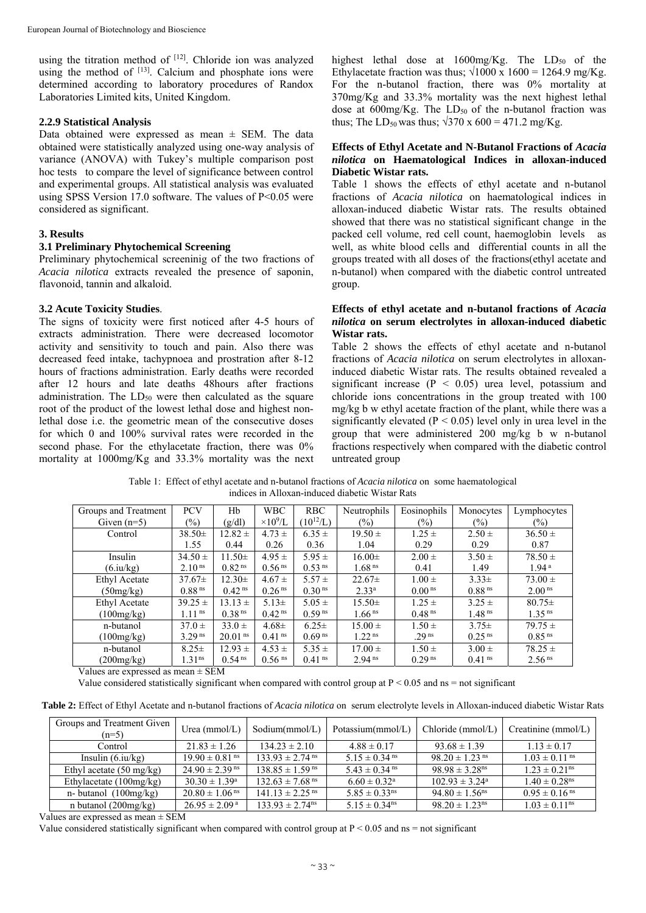using the titration method of [12]. Chloride ion was analyzed using the method of [13]. Calcium and phosphate ions were determined according to laboratory procedures of Randox Laboratories Limited kits, United Kingdom.

### 2.2.9 Statistical Analysis

Data obtained were expressed as mean ± SEM. The data obtained were statistically analyzed using one-way analysis of variance (ANOVA) with Tukey's multiple comparison post hoc tests to compare the level of significance between control and experimental groups. All statistical analysis was evaluated using SPSS Version 17.0 software. The values of $P<0.05$ were considered as significant.

## 3. Results

### 3.1 Preliminary Phytochemical Screening

Preliminary phytochemical screeninig of the two fractions of *Acacia nilotica* extracts revealed the presence of saponin, flavonoid, tannin and alkaloid.

### 3.2 Acute Toxicity Studies.

The signs of toxicity were first noticed after 4-5 hours of extracts administration. There were decreased locomotor activity and sensitivity to touch and pain. Also there was decreased feed intake, tachypnoea and prostration after 8-12 hours of fractions administration. Early deaths were recorded after 12 hours and late deaths 48hours after fractions administration. The $LD_{50}$ were then calculated as the square root of the product of the lowest lethal dose and highest non-lethal dose i.e. the geometric mean of the consecutive doses for which 0 and 100% survival rates were recorded in the second phase. For the ethylacetate fraction, there was 0% mortality at 1000mg/Kg and 33.3% mortality was the next highest lethal dose at 1600mg/Kg. The $LD_{50}$ of the Ethylacetate fraction was thus; $\sqrt{1000 \times 1600} = 1264.9$ mg/Kg. For the n-butanol fraction, there was 0% mortality at 370mg/Kg and 33.3% mortality was the next highest lethal dose at 600mg/Kg. The $LD_{50}$ of the n-butanol fraction was thus; The $LD_{50}$ was thus; $\sqrt{370 \times 600} = 471.2$ mg/Kg.

**Effects of Ethyl Acetate and N-Butanol Fractions of *Acacia nilotica* on Haematological Indices in alloxan-induced Diabetic Wistar rats.**

Table 1 shows the effects of ethyl acetate and n-butanol fractions of *Acacia nilotica* on haematological indices in alloxan-induced diabetic Wistar rats. The results obtained showed that there was no statistical significant change in the packed cell volume, red cell count, haemoglobin levels as well, as white blood cells and differential counts in all the groups treated with all doses of the fractions(ethyl acetate and n-butanol) when compared with the diabetic control untreated group.

**Effects of ethyl acetate and n-butanol fractions of *Acacia nilotica* on serum electrolytes in alloxan-induced diabetic Wistar rats.**

Table 2 shows the effects of ethyl acetate and n-butanol fractions of *Acacia nilotica* on serum electrolytes in alloxan-induced diabetic Wistar rats. The results obtained revealed a significant increase ($P < 0.05$) urea level, potassium and chloride ions concentrations in the group treated with 100 mg/kg b w ethyl acetate fraction of the plant, while there was a significantly elevated ($P < 0.05$) level only in urea level in the group that were administered 200 mg/kg b w n-butanol fractions respectively when compared with the diabetic control untreated group

Table 1: Effect of ethyl acetate and n-butanol fractions of *Acacia nilotica* on some haematological indices in Alloxan-induced diabetic Wistar Rats

| Groups and Treatment Given (n=5) | PCV (%) | Hb (g/dl) | WBC $\times 10^9$/L | RBC ($10^{12}$/L) | Neutrophils (%) | Eosinophils (%) | Monocytes (%) | Lymphocytes (%) |
|---|---|---|---|---|---|---|---|---|
| Control | 38.50± 1.55 | 12.82 ± 0.44 | 4.73 ± 0.26 | 6.35 ± 0.36 | 19.50 ± 1.04 | 1.25 ± 0.29 | 2.50 ± 0.29 | 36.50 ± 0.87 |
| Insulin (6.iu/kg) | 34.50 ± 2.10 ns | 11.50± 0.82 ns | 4.95 ± 0.56 ns | 5.95 ± 0.53 ns | 16.00± 1.68 ns | 2.00 ± 0.41 | 3.50 ± 1.49 | 78.50 ± 1.94 a |
| Ethyl Acetate (50mg/kg) | 37.67± 0.88 ns | 12.30± 0.42 ns | 4.67 ± 0.26 ns | 5.57 ± 0.30 ns | 22.67± 2.33a | 1.00 ± 0.00 ns | 3.33± 0.88 ns | 73.00 ± 2.00 ns |
| Ethyl Acetate (100mg/kg) | 39.25 ± 1.11 ns | 13.13 ± 0.38 ns | 5.13± 0.42 ns | 5.05 ± 0.59 ns | 15.50± 1.66 ns | 1.25 ± 0.48 ns | 3.25 ± 1.48 ns | 80.75± 1.35 ns |
| n-butanol (100mg/kg) | 37.0 ± 3.29 ns | 33.0 ± 20.01 ns | 4.68± 0.41 ns | 6.25± 0.69 ns | 15.00 ± 1.22 ns | 1.50 ± .29 ns | 3.75± 0.25 ns | 79.75 ± 0.85 ns |
| n-butanol (200mg/kg) | 8.25± 1.31ns | 12.93 ± 0.54 ns | 4.53 ± 0.56 ns | 5.35 ± 0.41 ns | 17.00 ± 2.94 ns | 1.50 ± 0.29 ns | 3.00 ± 0.41 ns | 78.25 ± 2.56 ns |

Values are expressed as mean ± SEM

Value considered statistically significant when compared with control group at $P < 0.05$ and ns = not significant

**Table 2:** Effect of Ethyl Acetate and n-butanol fractions of *Acacia nilotica* on serum electrolyte levels in Alloxan-induced diabetic Wistar Rats

| Groups and Treatment Given (n=5) | Urea (mmol/L) | Sodium(mmol/L) | Potassium(mmol/L) | Chloride (mmol/L) | Creatinine (mmol/L) |
|---|---|---|---|---|---|
| Control | 21.83 ± 1.26 | 134.23 ± 2.10 | 4.88 ± 0.17 | 93.68 ± 1.39 | 1.13 ± 0.17 |
| Insulin (6.iu/kg) | 19.90 ± 0.81 ns | 133.93 ± 2.74 ns | 5.15 ± 0.34 ns | 98.20 ± 1.23 ns | 1.03 ± 0.11 ns |
| Ethyl acetate (50 mg/kg) | 24.90 ± 2.39 ns | 138.85 ± 1.59 ns | 5.43 ± 0.34 ns | 98.98 ± 3.28ns | 1.23 ± 0.21ns |
| Ethylacetate (100mg/kg) | 30.30 ± 1.39a | 132.63 ± 7.68 ns | 6.60 ± 0.32a | 102.93 ± 3.24a | 1.40 ± 0.28ns |
| n- butanol (100mg/kg) | 20.80 ± 1.06 ns | 141.13 ± 2.25 ns | 5.85 ± 0.33ns | 94.80 ± 1.56ns | 0.95 ± 0.16 ns |
| n butanol (200mg/kg) | 26.95 ± 2.09 a | 133.93 ± 2.74ns | 5.15 ± 0.34ns | 98.20 ± 1.23ns | 1.03 ± 0.11ns |

Values are expressed as mean ± SEM

Value considered statistically significant when compared with control group at $P < 0.05$ and ns = not significant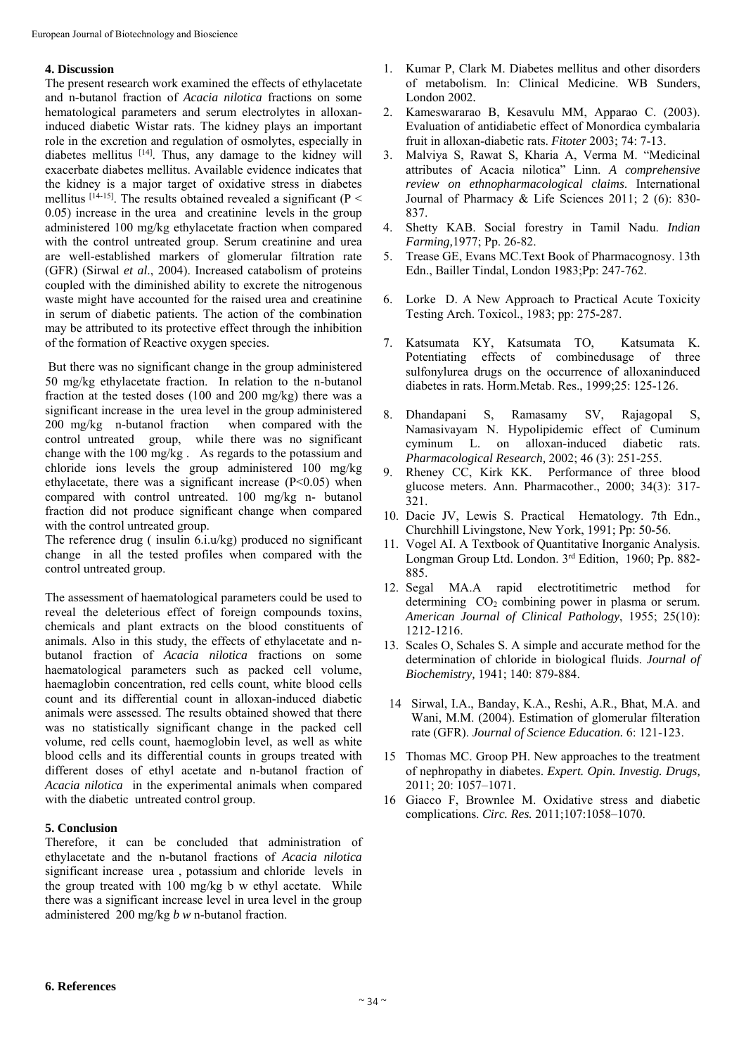## 4. Discussion

The present research work examined the effects of ethylacetate and n-butanol fraction of *Acacia nilotica* fractions on some hematological parameters and serum electrolytes in alloxan-induced diabetic Wistar rats. The kidney plays an important role in the excretion and regulation of osmolytes, especially in diabetes mellitus [14]. Thus, any damage to the kidney will exacerbate diabetes mellitus. Available evidence indicates that the kidney is a major target of oxidative stress in diabetes mellitus [14-15]. The results obtained revealed a significant ($P < 0.05$) increase in the urea and creatinine levels in the group administered 100 mg/kg ethylacetate fraction when compared with the control untreated group. Serum creatinine and urea are well-established markers of glomerular filtration rate (GFR) (Sirwal *et al*., 2004). Increased catabolism of proteins coupled with the diminished ability to excrete the nitrogenous waste might have accounted for the raised urea and creatinine in serum of diabetic patients. The action of the combination may be attributed to its protective effect through the inhibition of the formation of Reactive oxygen species.

But there was no significant change in the group administered 50 mg/kg ethylacetate fraction. In relation to the n-butanol fraction at the tested doses (100 and 200 mg/kg) there was a significant increase in the urea level in the group administered 200 mg/kg n-butanol fraction when compared with the control untreated group, while there was no significant change with the 100 mg/kg . As regards to the potassium and chloride ions levels the group administered 100 mg/kg ethylacetate, there was a significant increase ($P<0.05$) when compared with control untreated. 100 mg/kg n- butanol fraction did not produce significant change when compared with the control untreated group.

The reference drug ( insulin 6.i.u/kg) produced no significant change in all the tested profiles when compared with the control untreated group.

The assessment of haematological parameters could be used to reveal the deleterious effect of foreign compounds toxins, chemicals and plant extracts on the blood constituents of animals. Also in this study, the effects of ethylacetate and n-butanol fraction of *Acacia nilotica* fractions on some haematological parameters such as packed cell volume, haemaglobin concentration, red cells count, white blood cells count and its differential count in alloxan-induced diabetic animals were assessed. The results obtained showed that there was no statistically significant change in the packed cell volume, red cells count, haemoglobin level, as well as white blood cells and its differential counts in groups treated with different doses of ethyl acetate and n-butanol fraction of *Acacia nilotica* in the experimental animals when compared with the diabetic untreated control group.

## 5. Conclusion

Therefore, it can be concluded that administration of ethylacetate and the n-butanol fractions of *Acacia nilotica* significant increase urea , potassium and chloride levels in the group treated with 100 mg/kg b w ethyl acetate. While there was a significant increase level in urea level in the group administered 200 mg/kg *b w* n-butanol fraction.

## 6. References

1. Kumar P, Clark M. Diabetes mellitus and other disorders of metabolism. In: Clinical Medicine. WB Sunders, London 2002.
2. Kameswararao B, Kesavulu MM, Apparao C. (2003). Evaluation of antidiabetic effect of Monordica cymbalaria fruit in alloxan-diabetic rats. *Fitoter* 2003; 74: 7-13.
3. Malviya S, Rawat S, Kharia A, Verma M. "Medicinal attributes of Acacia nilotica" Linn. *A comprehensive review on ethnopharmacological claims*. International Journal of Pharmacy & Life Sciences 2011; 2 (6): 830-837.
4. Shetty KAB. Social forestry in Tamil Nadu. *Indian Farming,*1977; Pp. 26-82.
5. Trease GE, Evans MC.Text Book of Pharmacognosy. 13th Edn., Bailler Tindal, London 1983;Pp: 247-762.
6. Lorke D. A New Approach to Practical Acute Toxicity Testing Arch. Toxicol., 1983; pp: 275-287.
7. Katsumata KY, Katsumata TO, Katsumata K. Potentiating effects of combinedusage of three sulfonylurea drugs on the occurrence of alloxaninduced diabetes in rats. Horm.Metab. Res., 1999;25: 125-126.
8. Dhandapani S, Ramasamy SV, Rajagopal S, Namasivayam N. Hypolipidemic effect of Cuminum cyminum L. on alloxan-induced diabetic rats. *Pharmacological Research,* 2002; 46 (3): 251-255.
9. Rheney CC, Kirk KK. Performance of three blood glucose meters. Ann. Pharmacother., 2000; 34(3): 317-321.
10. Dacie JV, Lewis S. Practical Hematology. 7th Edn., Churchhill Livingstone, New York, 1991; Pp: 50-56.
11. Vogel AI. A Textbook of Quantitative Inorganic Analysis. Longman Group Ltd. London. 3rd Edition, 1960; Pp. 882-885.
12. Segal MA.A rapid electrotitimetric method for determining $CO_2$ combining power in plasma or serum. *American Journal of Clinical Pathology*, 1955; 25(10): 1212-1216.
13. Scales O, Schales S. A simple and accurate method for the determination of chloride in biological fluids. *Journal of Biochemistry,* 1941; 140: 879-884.
14. Sirwal, I.A., Banday, K.A., Reshi, A.R., Bhat, M.A. and Wani, M.M. (2004). Estimation of glomerular filteration rate (GFR). *Journal of Science Education.* 6: 121-123.
15. Thomas MC. Groop PH. New approaches to the treatment of nephropathy in diabetes. *Expert. Opin. Investig. Drugs,* 2011; 20: 1057–1071.
16. Giacco F, Brownlee M. Oxidative stress and diabetic complications. *Circ. Res.* 2011;107:1058–1070.